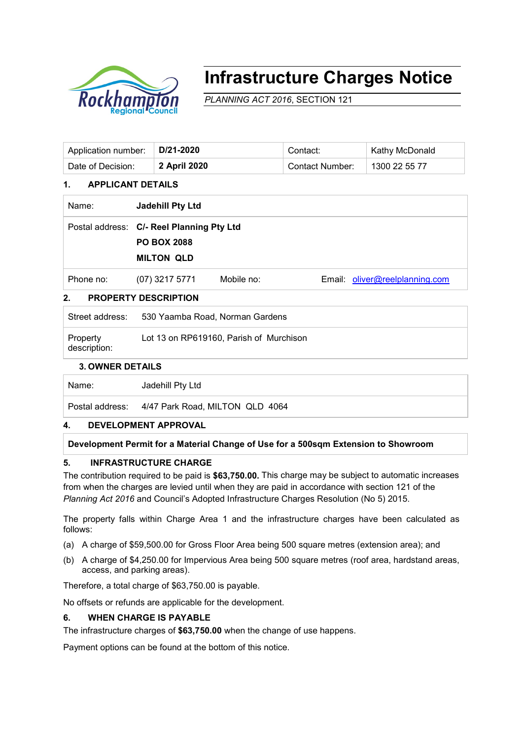# Infrastructure Charges Notice

*PLANNING ACT 2016*, SECTION 121

| Application number: | **D/21-2020** | Contact: | Kathy McDonald |
|---|---|---|---|
| Date of Decision: | **2 April 2020** | Contact Number: | 1300 22 55 77 |

## 1. APPLICANT DETAILS

| | | | |
|---|---|---|---|
| Name: | **Jadehill Pty Ltd** | | |
| Postal address: | **C/- Reel Planning Pty Ltd**<br>**PO BOX 2088**<br>**MILTON QLD** | | |
| Phone no: | (07) 3217 5771 | Mobile no: | Email: oliver@reelplanning.com |

## 2. PROPERTY DESCRIPTION

| | |
|---|---|
| Street address: | 530 Yaamba Road, Norman Gardens |
| Property description: | Lot 13 on RP619160, Parish of Murchison |

## 3. OWNER DETAILS

| | |
|---|---|
| Name: | Jadehill Pty Ltd |
| Postal address: | 4/47 Park Road, MILTON QLD 4064 |

## 4. DEVELOPMENT APPROVAL

**Development Permit for a Material Change of Use for a 500sqm Extension to Showroom**

## 5. INFRASTRUCTURE CHARGE

The contribution required to be paid is **$63,750.00.** This charge may be subject to automatic increases from when the charges are levied until when they are paid in accordance with section 121 of the *Planning Act 2016* and Council's Adopted Infrastructure Charges Resolution (No 5) 2015.

The property falls within Charge Area 1 and the infrastructure charges have been calculated as follows:

(a) A charge of $59,500.00 for Gross Floor Area being 500 square metres (extension area); and

(b) A charge of $4,250.00 for Impervious Area being 500 square metres (roof area, hardstand areas, access, and parking areas).

Therefore, a total charge of $63,750.00 is payable.

No offsets or refunds are applicable for the development.

## 6. WHEN CHARGE IS PAYABLE

The infrastructure charges of **$63,750.00** when the change of use happens.

Payment options can be found at the bottom of this notice.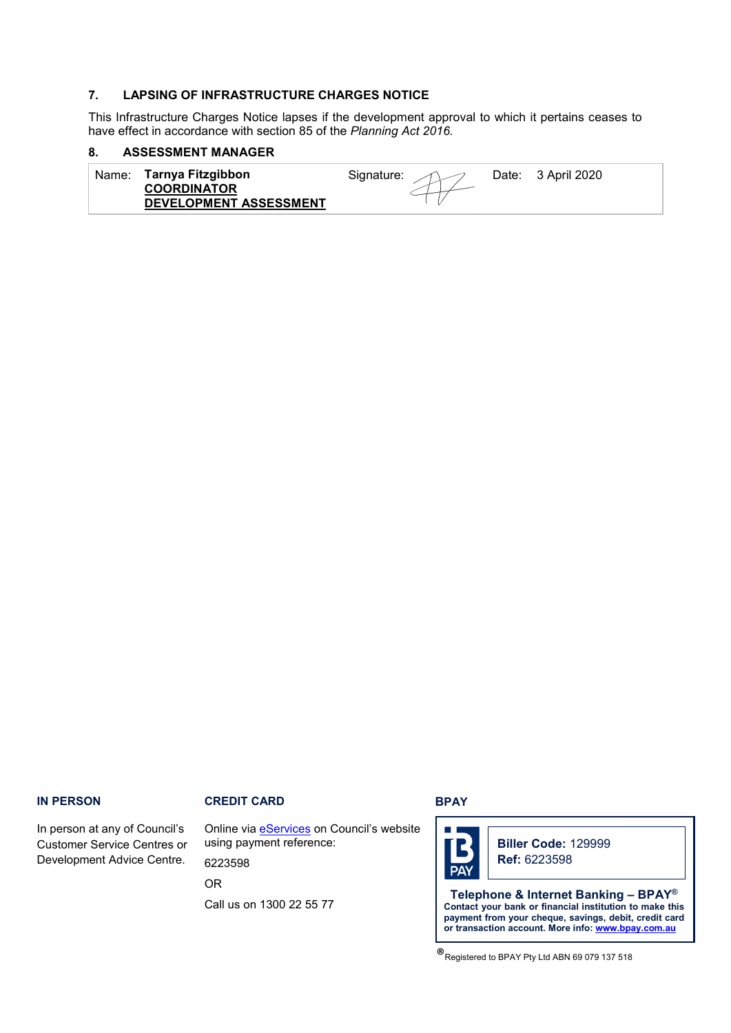## 7. LAPSING OF INFRASTRUCTURE CHARGES NOTICE

This Infrastructure Charges Notice lapses if the development approval to which it pertains ceases to have effect in accordance with section 85 of the *Planning Act 2016.*

## 8. ASSESSMENT MANAGER

| | | | |
|---|---|---|---|
| Name: **Tarnya Fitzgibbon** **COORDINATOR DEVELOPMENT ASSESSMENT** | Signature: | Date: | 3 April 2020 |

**IN PERSON**

In person at any of Council's Customer Service Centres or Development Advice Centre.

**CREDIT CARD**

Online via eServices on Council's website using payment reference:

6223598

OR

Call us on 1300 22 55 77

**BPAY**

PAY

**Biller Code:** 129999
**Ref:** 6223598

**Telephone & Internet Banking – BPAY®**
**Contact your bank or financial institution to make this payment from your cheque, savings, debit, credit card or transaction account. More info: www.bpay.com.au**

® Registered to BPAY Pty Ltd ABN 69 079 137 518